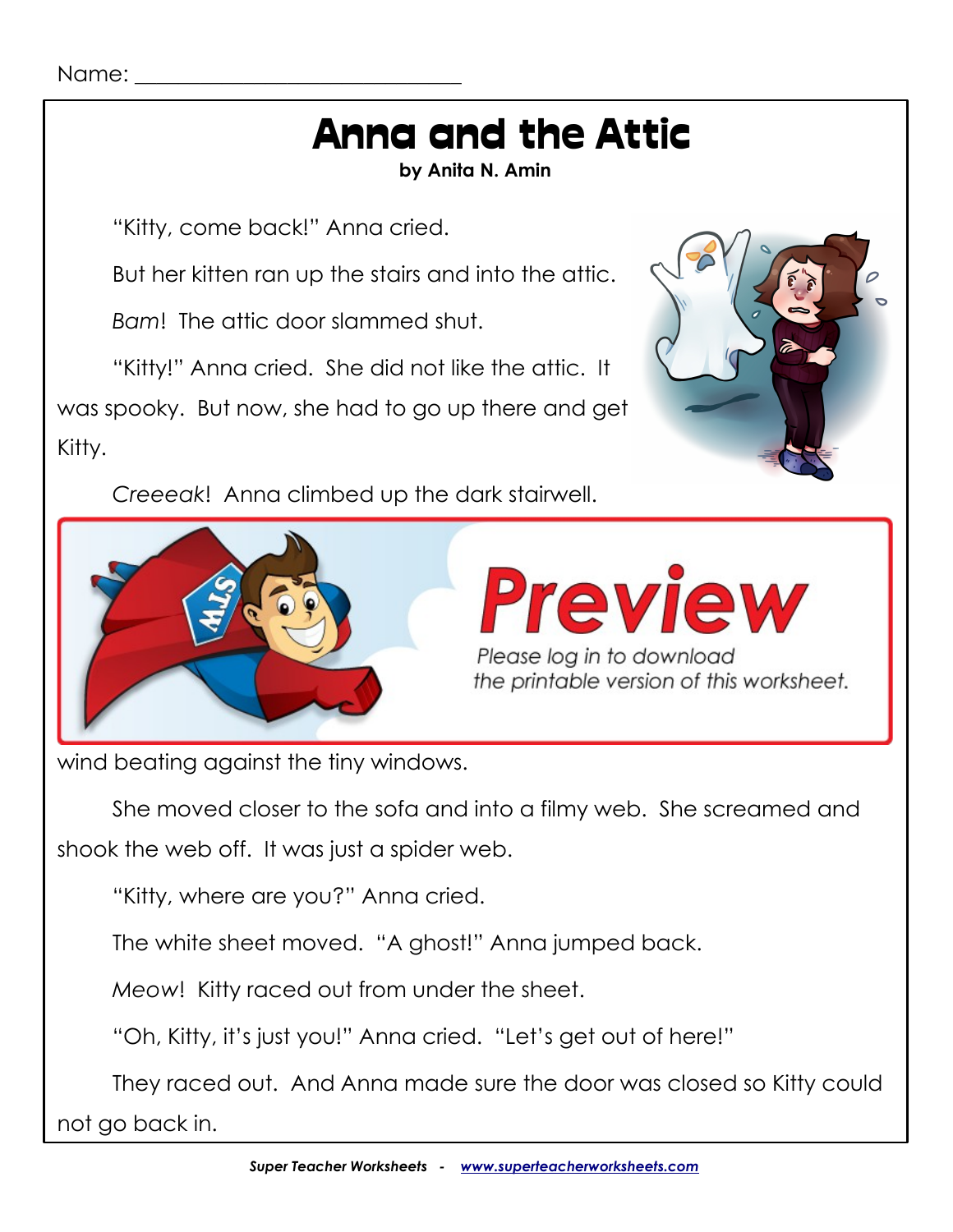Name: ______________________________

# Anna and the Attic

**by Anita N. Amin**

"Kitty, come back!" Anna cried.

But her kitten ran up the stairs and into the attic.

*Bam*! The attic door slammed shut.

"Kitty!" Anna cried. She did not like the attic. It was spooky. But now, she had to go up there and get Kitty.

*Creeeak*! Anna climbed up the dark stairwell.

Preview

Please log in to download the printable version of this worksheet.

wind beating against the tiny windows.

She moved closer to the sofa and into a filmy web. She screamed and shook the web off. It was just a spider web.

"Kitty, where are you?" Anna cried.

The white sheet moved. "A ghost!" Anna jumped back.

*Meow*! Kitty raced out from under the sheet.

"Oh, Kitty, it's just you!" Anna cried. "Let's get out of here!"

They raced out. And Anna made sure the door was closed so Kitty could not go back in.

Super Teacher Worksheets - www.superteacherworksheets.com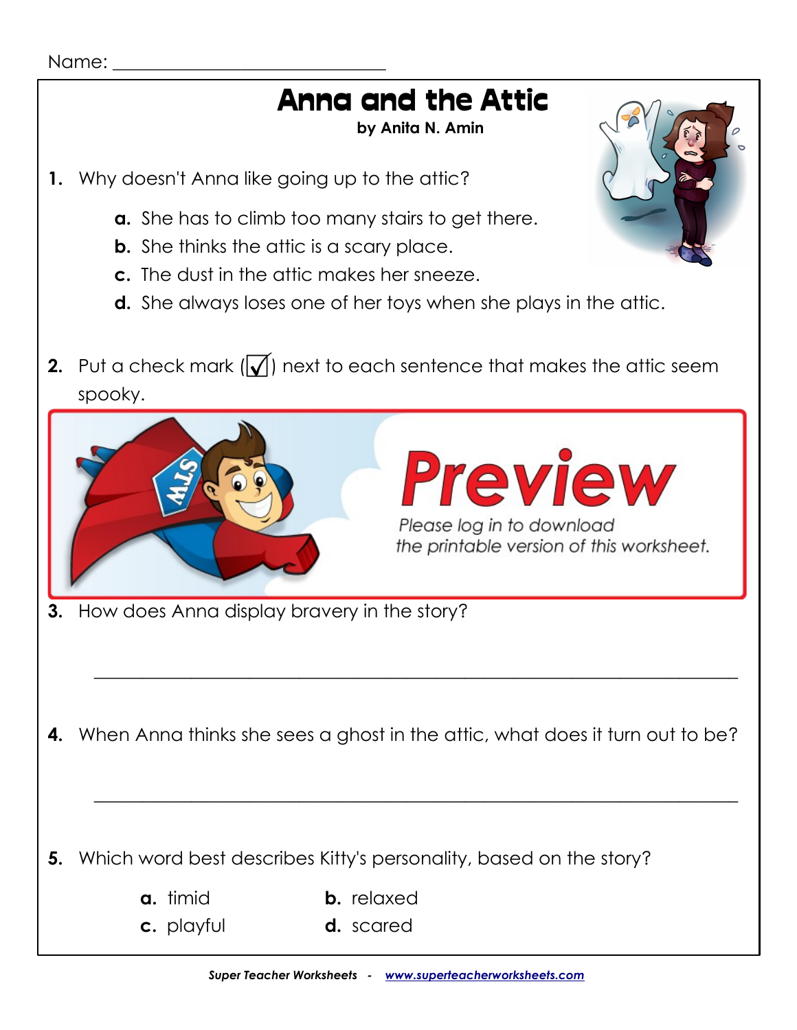Name: ___________________________

# Anna and the Attic

**by Anita N. Amin**

**1.** Why doesn't Anna like going up to the attic?

- **a.** She has to climb too many stairs to get there.
- **b.** She thinks the attic is a scary place.
- **c.** The dust in the attic makes her sneeze.
- **d.** She always loses one of her toys when she plays in the attic.

**2.** Put a check mark (☑) next to each sentence that makes the attic seem spooky.

**Preview**

Please log in to download the printable version of this worksheet.

**3.** How does Anna display bravery in the story?

_______________________________________________________________

**4.** When Anna thinks she sees a ghost in the attic, what does it turn out to be?

_______________________________________________________________

**5.** Which word best describes Kitty's personality, based on the story?

- **a.** timid
- **b.** relaxed
- **c.** playful
- **d.** scared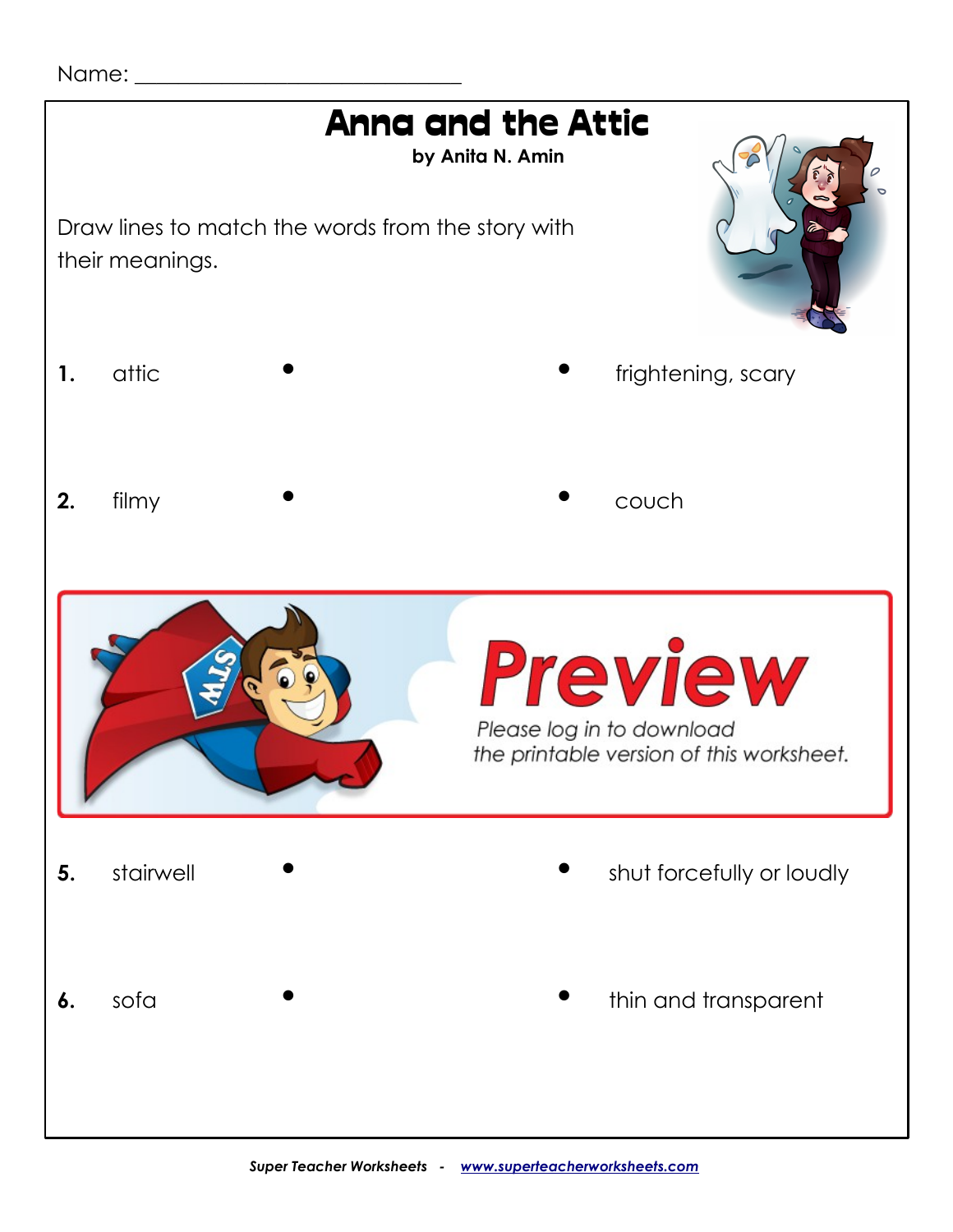Name: ______________________________

# Anna and the Attic

**by Anita N. Amin**

Draw lines to match the words from the story with their meanings.

| | Word | | Meaning |
|---|---|---|---|
| **1.** | attic | • • | frightening, scary |
| **2.** | filmy | • • | couch |
| **5.** | stairwell | • • | shut forcefully or loudly |
| **6.** | sofa | • • | thin and transparent |

Preview

Please log in to download the printable version of this worksheet.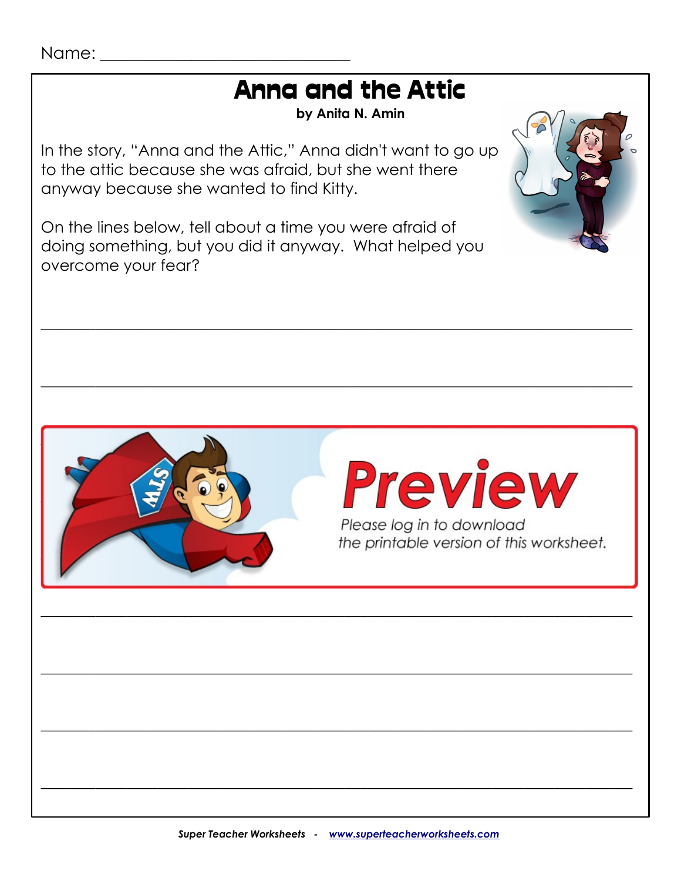Name: ______________________________

# Anna and the Attic

**by Anita N. Amin**

In the story, "Anna and the Attic," Anna didn't want to go up to the attic because she was afraid, but she went there anyway because she wanted to find Kitty.

On the lines below, tell about a time you were afraid of doing something, but you did it anyway. What helped you overcome your fear?

______________________________________________________________________________

______________________________________________________________________________

**Preview**

*Please log in to download the printable version of this worksheet.*

______________________________________________________________________________

______________________________________________________________________________

______________________________________________________________________________

______________________________________________________________________________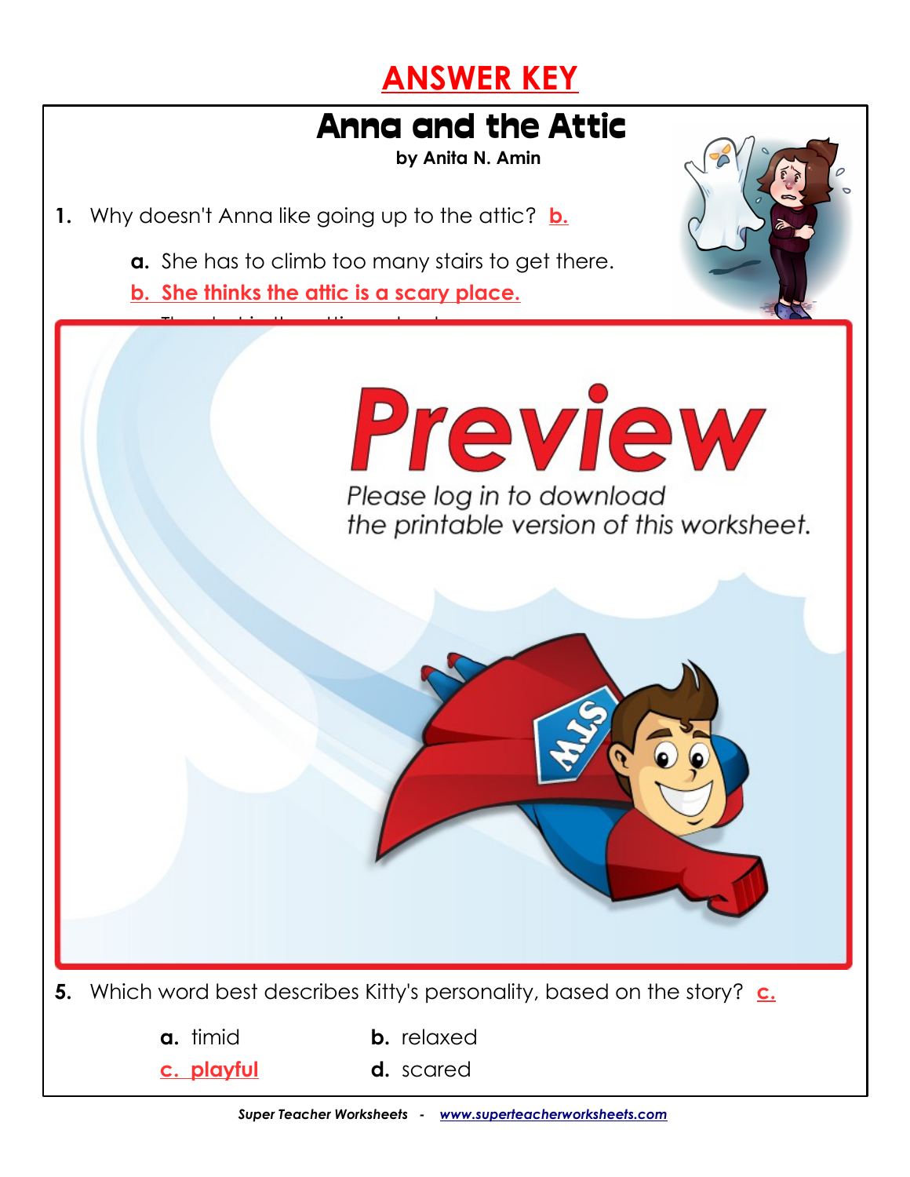# ANSWER KEY

## Anna and the Attic

**by Anita N. Amin**

1. Why doesn't Anna like going up to the attic? **b.**

   **a.** She has to climb too many stairs to get there.

   **b. She thinks the attic is a scary place.**

Preview

Please log in to download the printable version of this worksheet.

5. Which word best describes Kitty's personality, based on the story? **c.**

   **a.** timid

   **b.** relaxed

   **c. playful**

   **d.** scared

*Super Teacher Worksheets - www.superteacherworksheets.com*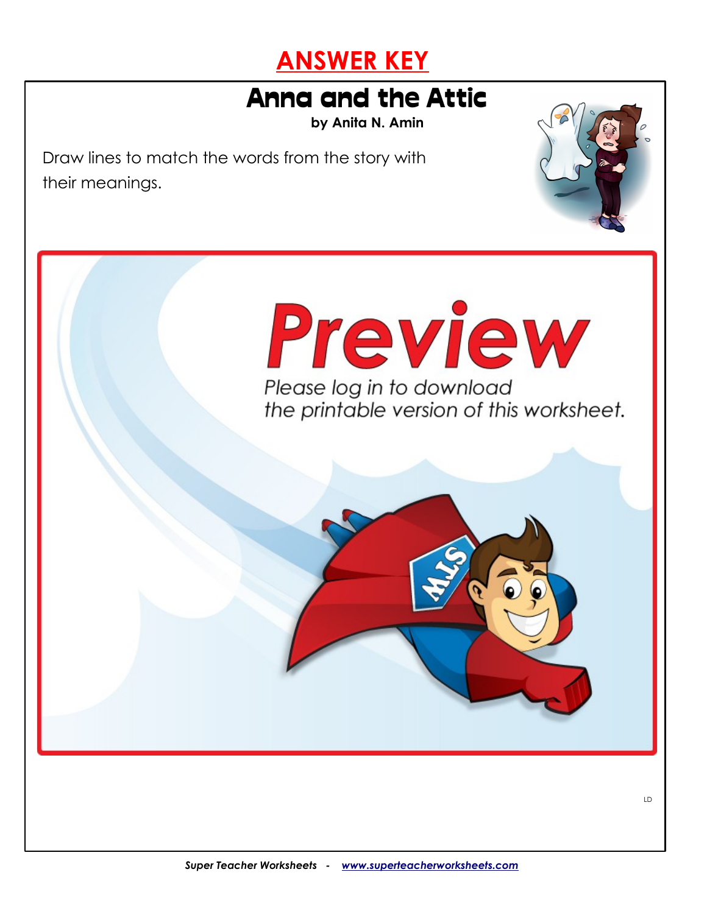# ANSWER KEY

## Anna and the Attic

**by Anita N. Amin**

Draw lines to match the words from the story with their meanings.

Preview

Please log in to download the printable version of this worksheet.

LD